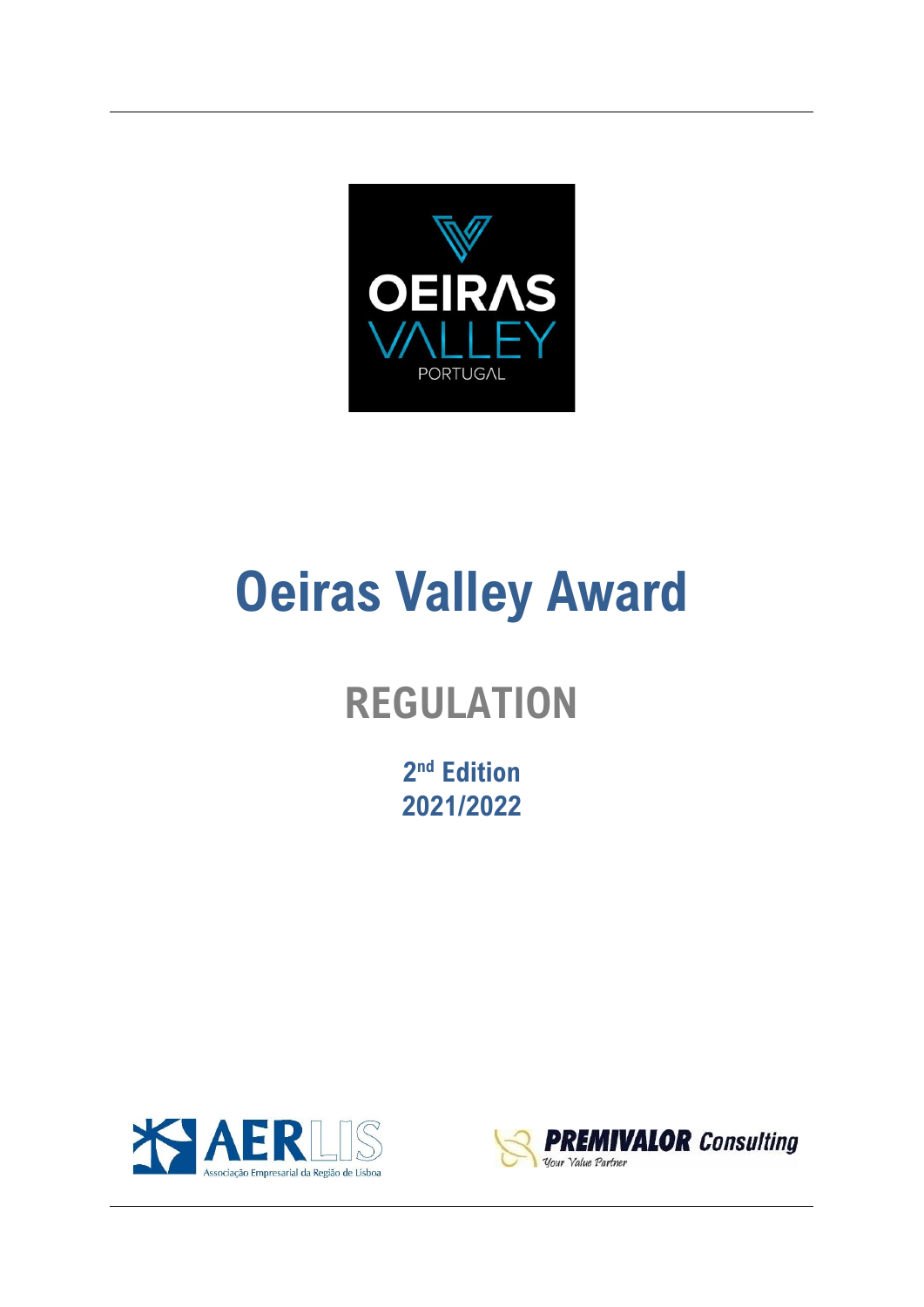# Oeiras Valley Award

## REGULATION

**2nd Edition**
**2021/2022**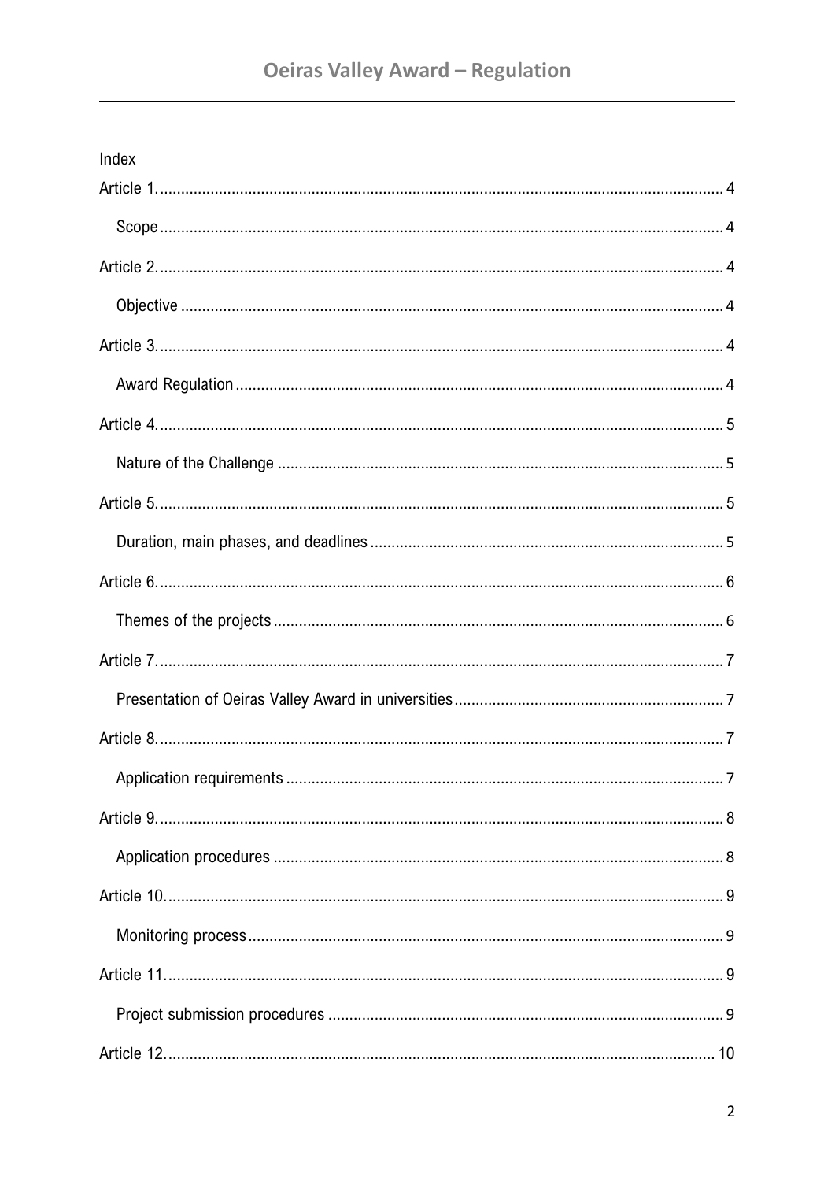Index

Article 1. .......... 4

- Scope .......... 4

Article 2. .......... 4

- Objective .......... 4

Article 3. .......... 4

- Award Regulation .......... 4

Article 4. .......... 5

- Nature of the Challenge .......... 5

Article 5. .......... 5

- Duration, main phases, and deadlines .......... 5

Article 6. .......... 6

- Themes of the projects .......... 6

Article 7. .......... 7

- Presentation of Oeiras Valley Award in universities .......... 7

Article 8. .......... 7

- Application requirements .......... 7

Article 9. .......... 8

- Application procedures .......... 8

Article 10. .......... 9

- Monitoring process .......... 9

Article 11. .......... 9

- Project submission procedures .......... 9

Article 12. .......... 10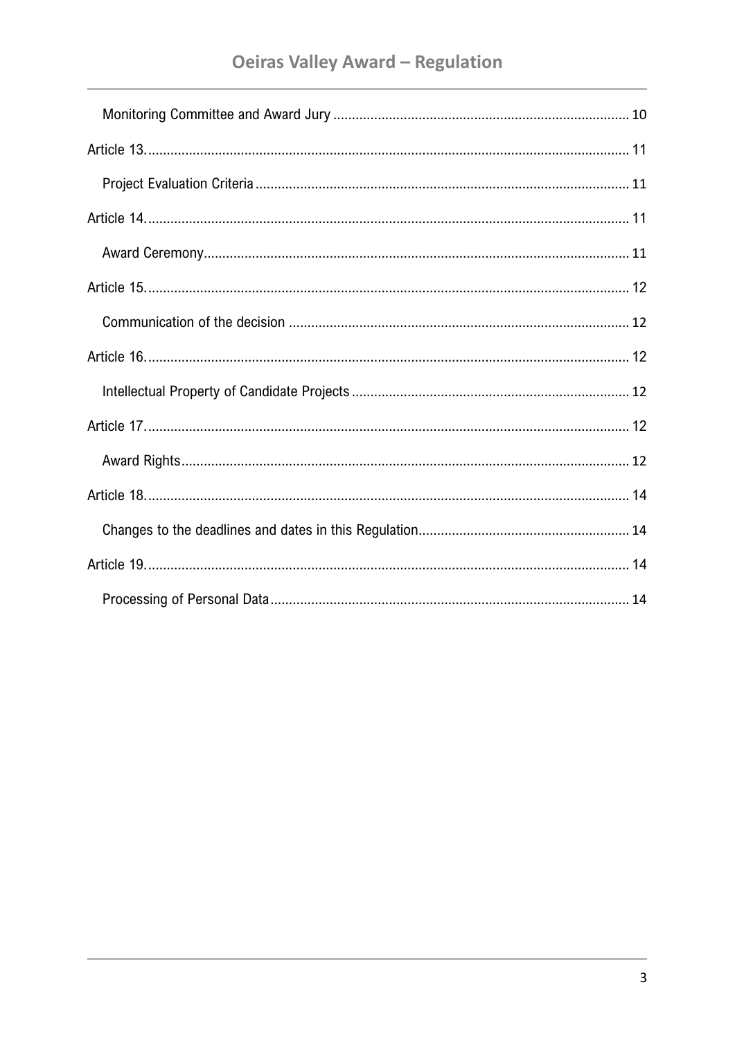Monitoring Committee and Award Jury ........................................................................ 10

Article 13. ........................................................................................................................ 11

Project Evaluation Criteria ............................................................................................ 11

Article 14. ........................................................................................................................ 11

Award Ceremony ........................................................................................................... 11

Article 15. ........................................................................................................................ 12

Communication of the decision ..................................................................................... 12

Article 16. ........................................................................................................................ 12

Intellectual Property of Candidate Projects .................................................................... 12

Article 17. ........................................................................................................................ 12

Award Rights .................................................................................................................. 12

Article 18. ........................................................................................................................ 14

Changes to the deadlines and dates in this Regulation .................................................. 14

Article 19. ........................................................................................................................ 14

Processing of Personal Data .......................................................................................... 14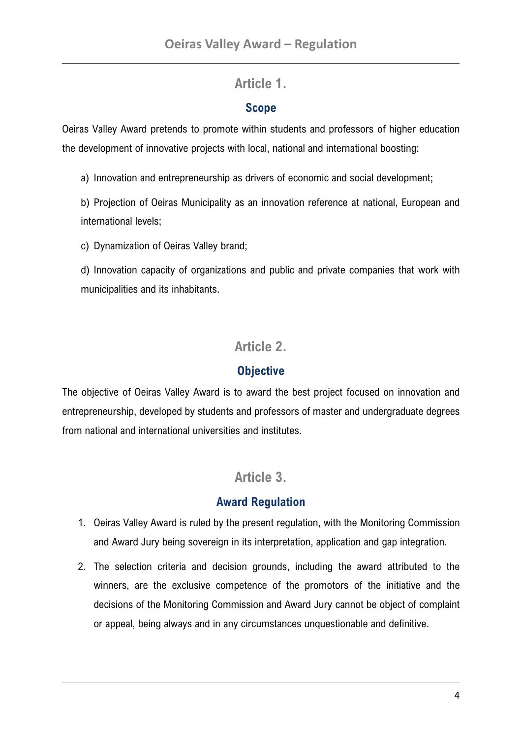## Article 1.

### Scope

Oeiras Valley Award pretends to promote within students and professors of higher education the development of innovative projects with local, national and international boosting:

a) Innovation and entrepreneurship as drivers of economic and social development;

b) Projection of Oeiras Municipality as an innovation reference at national, European and international levels;

c) Dynamization of Oeiras Valley brand;

d) Innovation capacity of organizations and public and private companies that work with municipalities and its inhabitants.

## Article 2.

### Objective

The objective of Oeiras Valley Award is to award the best project focused on innovation and entrepreneurship, developed by students and professors of master and undergraduate degrees from national and international universities and institutes.

## Article 3.

### Award Regulation

1. Oeiras Valley Award is ruled by the present regulation, with the Monitoring Commission and Award Jury being sovereign in its interpretation, application and gap integration.
2. The selection criteria and decision grounds, including the award attributed to the winners, are the exclusive competence of the promotors of the initiative and the decisions of the Monitoring Commission and Award Jury cannot be object of complaint or appeal, being always and in any circumstances unquestionable and definitive.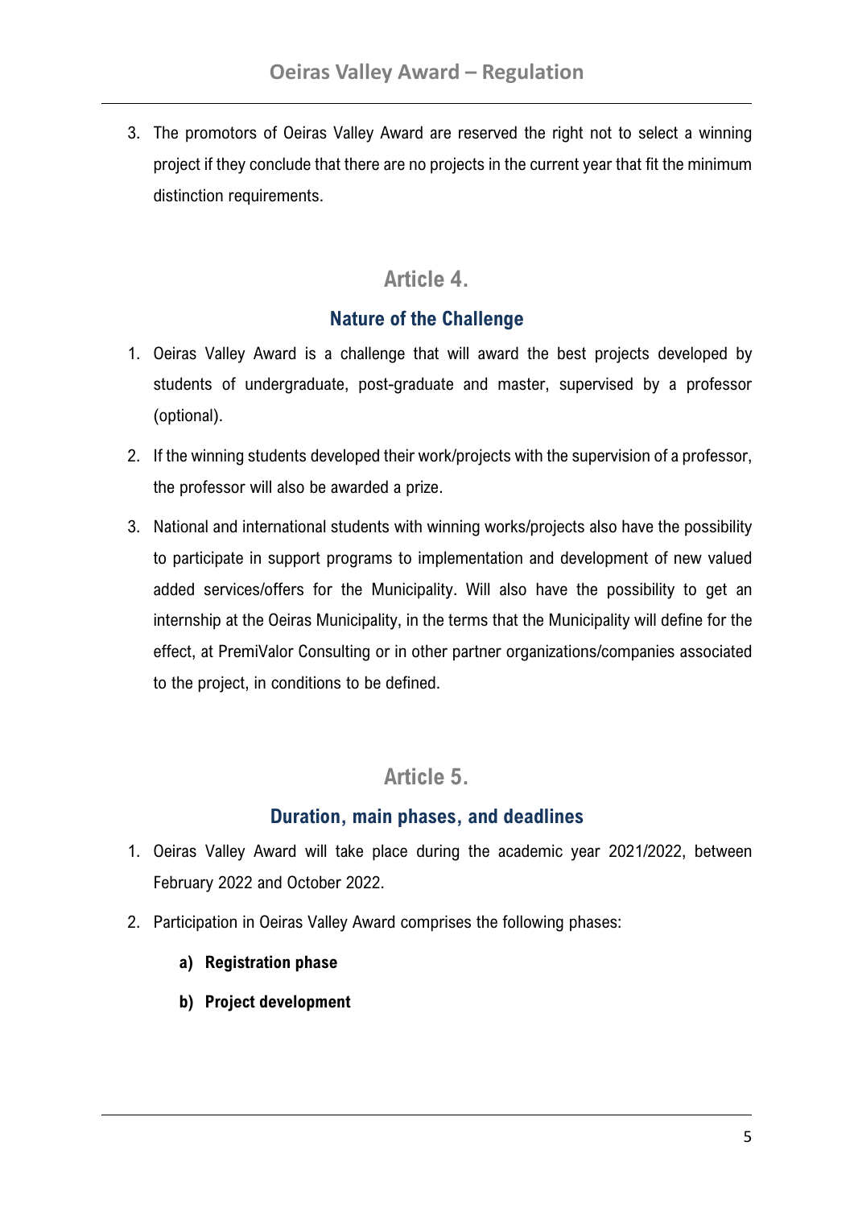3. The promotors of Oeiras Valley Award are reserved the right not to select a winning project if they conclude that there are no projects in the current year that fit the minimum distinction requirements.

## Article 4.

### Nature of the Challenge

1. Oeiras Valley Award is a challenge that will award the best projects developed by students of undergraduate, post-graduate and master, supervised by a professor (optional).
2. If the winning students developed their work/projects with the supervision of a professor, the professor will also be awarded a prize.
3. National and international students with winning works/projects also have the possibility to participate in support programs to implementation and development of new valued added services/offers for the Municipality. Will also have the possibility to get an internship at the Oeiras Municipality, in the terms that the Municipality will define for the effect, at PremiValor Consulting or in other partner organizations/companies associated to the project, in conditions to be defined.

## Article 5.

### Duration, main phases, and deadlines

1. Oeiras Valley Award will take place during the academic year 2021/2022, between February 2022 and October 2022.
2. Participation in Oeiras Valley Award comprises the following phases:
   - **a) Registration phase**
   - **b) Project development**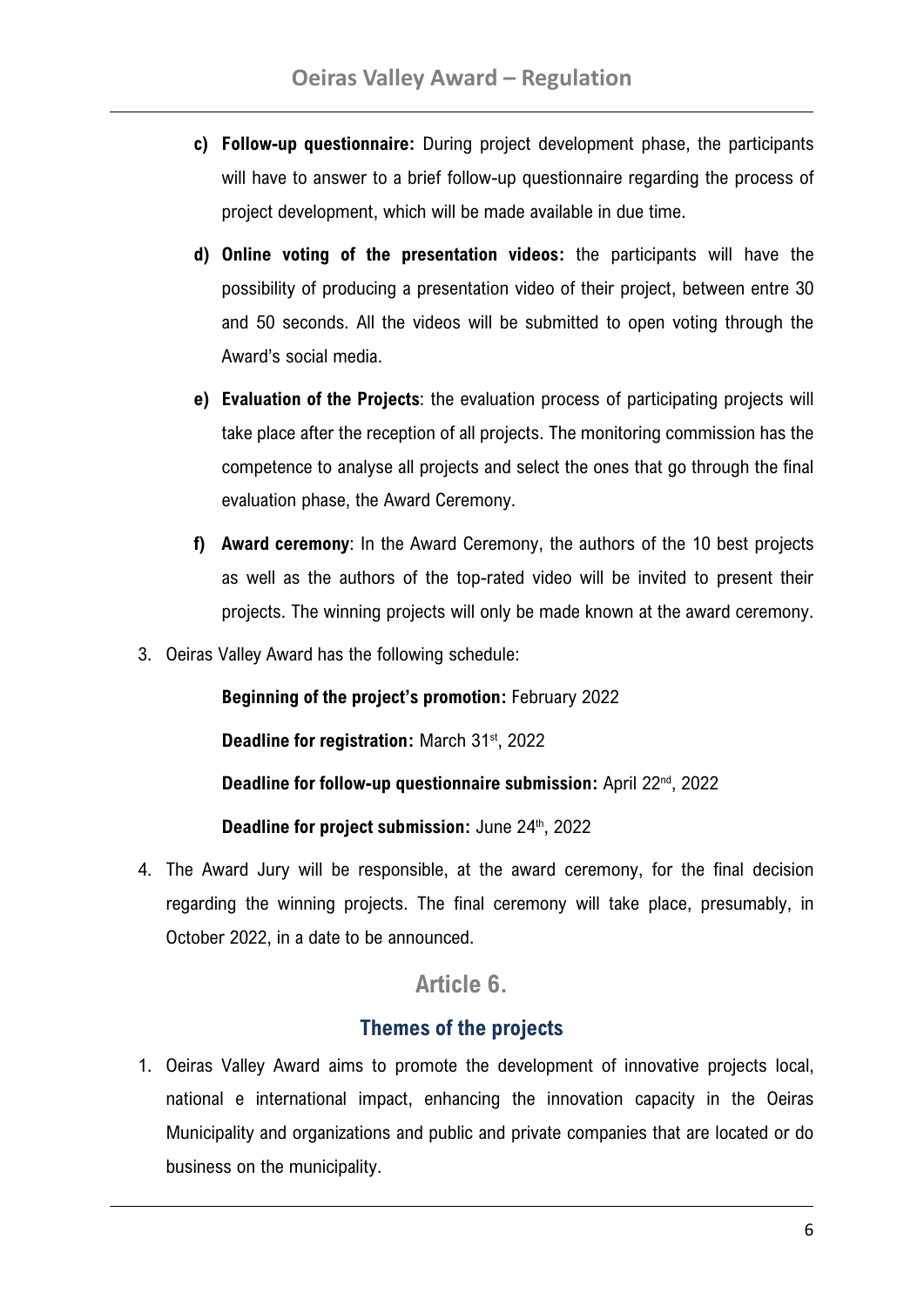c) **Follow-up questionnaire:** During project development phase, the participants will have to answer to a brief follow-up questionnaire regarding the process of project development, which will be made available in due time.

d) **Online voting of the presentation videos:** the participants will have the possibility of producing a presentation video of their project, between entre 30 and 50 seconds. All the videos will be submitted to open voting through the Award's social media.

e) **Evaluation of the Projects**: the evaluation process of participating projects will take place after the reception of all projects. The monitoring commission has the competence to analyse all projects and select the ones that go through the final evaluation phase, the Award Ceremony.

f) **Award ceremony**: In the Award Ceremony, the authors of the 10 best projects as well as the authors of the top-rated video will be invited to present their projects. The winning projects will only be made known at the award ceremony.

3. Oeiras Valley Award has the following schedule:

   **Beginning of the project's promotion:** February 2022

   **Deadline for registration:** March 31st, 2022

   **Deadline for follow-up questionnaire submission:** April 22nd, 2022

   **Deadline for project submission:** June 24th, 2022

4. The Award Jury will be responsible, at the award ceremony, for the final decision regarding the winning projects. The final ceremony will take place, presumably, in October 2022, in a date to be announced.

## Article 6.

### Themes of the projects

1. Oeiras Valley Award aims to promote the development of innovative projects local, national e international impact, enhancing the innovation capacity in the Oeiras Municipality and organizations and public and private companies that are located or do business on the municipality.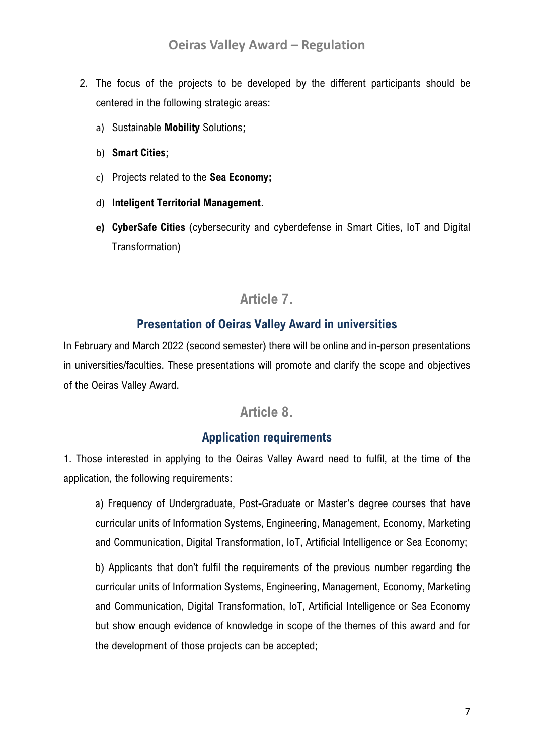2. The focus of the projects to be developed by the different participants should be centered in the following strategic areas:

   a) Sustainable **Mobility** Solutions**;**

   b) **Smart Cities;**

   c) Projects related to the **Sea Economy;**

   d) **Inteligent Territorial Management.**

   **e) CyberSafe Cities** (cybersecurity and cyberdefense in Smart Cities, IoT and Digital Transformation)

## Article 7.

### Presentation of Oeiras Valley Award in universities

In February and March 2022 (second semester) there will be online and in-person presentations in universities/faculties. These presentations will promote and clarify the scope and objectives of the Oeiras Valley Award.

## Article 8.

### Application requirements

1. Those interested in applying to the Oeiras Valley Award need to fulfil, at the time of the application, the following requirements:

   a) Frequency of Undergraduate, Post-Graduate or Master's degree courses that have curricular units of Information Systems, Engineering, Management, Economy, Marketing and Communication, Digital Transformation, IoT, Artificial Intelligence or Sea Economy;

   b) Applicants that don't fulfil the requirements of the previous number regarding the curricular units of Information Systems, Engineering, Management, Economy, Marketing and Communication, Digital Transformation, IoT, Artificial Intelligence or Sea Economy but show enough evidence of knowledge in scope of the themes of this award and for the development of those projects can be accepted;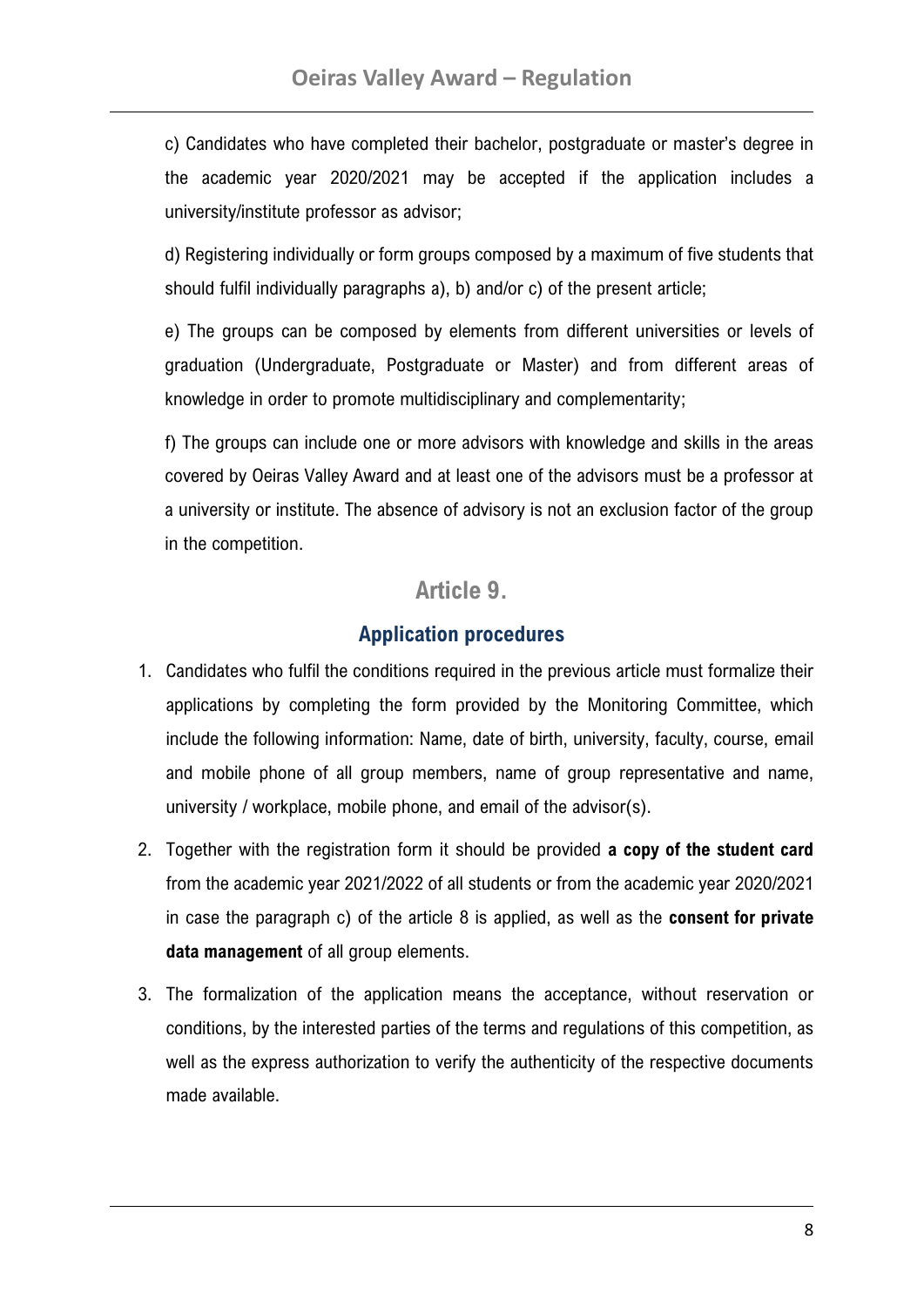c) Candidates who have completed their bachelor, postgraduate or master's degree in the academic year 2020/2021 may be accepted if the application includes a university/institute professor as advisor;

d) Registering individually or form groups composed by a maximum of five students that should fulfil individually paragraphs a), b) and/or c) of the present article;

e) The groups can be composed by elements from different universities or levels of graduation (Undergraduate, Postgraduate or Master) and from different areas of knowledge in order to promote multidisciplinary and complementarity;

f) The groups can include one or more advisors with knowledge and skills in the areas covered by Oeiras Valley Award and at least one of the advisors must be a professor at a university or institute. The absence of advisory is not an exclusion factor of the group in the competition.

## Article 9.

### Application procedures

1. Candidates who fulfil the conditions required in the previous article must formalize their applications by completing the form provided by the Monitoring Committee, which include the following information: Name, date of birth, university, faculty, course, email and mobile phone of all group members, name of group representative and name, university / workplace, mobile phone, and email of the advisor(s).
2. Together with the registration form it should be provided **a copy of the student card** from the academic year 2021/2022 of all students or from the academic year 2020/2021 in case the paragraph c) of the article 8 is applied, as well as the **consent for private data management** of all group elements.
3. The formalization of the application means the acceptance, without reservation or conditions, by the interested parties of the terms and regulations of this competition, as well as the express authorization to verify the authenticity of the respective documents made available.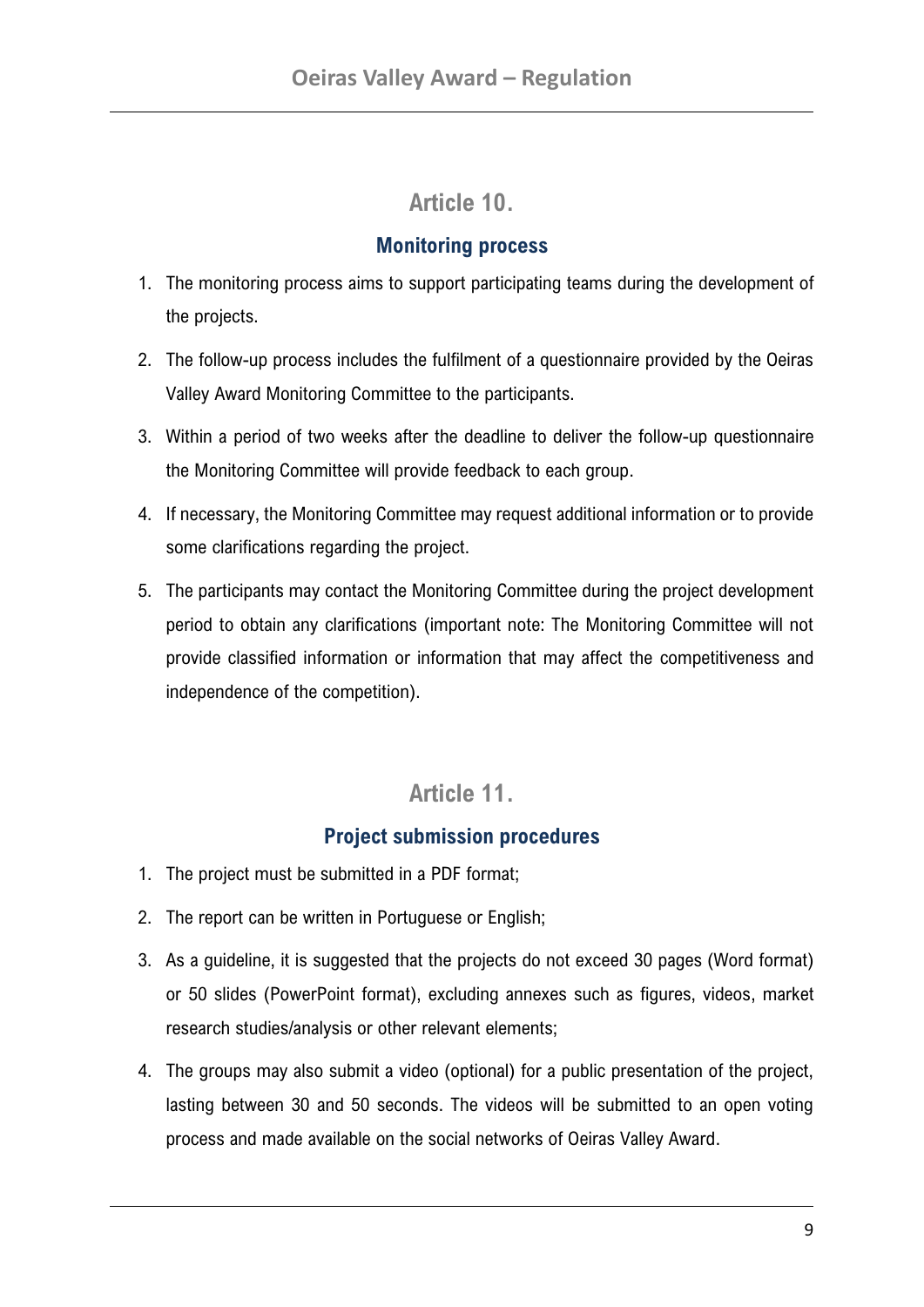## Article 10.

### Monitoring process

1. The monitoring process aims to support participating teams during the development of the projects.
2. The follow-up process includes the fulfilment of a questionnaire provided by the Oeiras Valley Award Monitoring Committee to the participants.
3. Within a period of two weeks after the deadline to deliver the follow-up questionnaire the Monitoring Committee will provide feedback to each group.
4. If necessary, the Monitoring Committee may request additional information or to provide some clarifications regarding the project.
5. The participants may contact the Monitoring Committee during the project development period to obtain any clarifications (important note: The Monitoring Committee will not provide classified information or information that may affect the competitiveness and independence of the competition).

## Article 11.

### Project submission procedures

1. The project must be submitted in a PDF format;
2. The report can be written in Portuguese or English;
3. As a guideline, it is suggested that the projects do not exceed 30 pages (Word format) or 50 slides (PowerPoint format), excluding annexes such as figures, videos, market research studies/analysis or other relevant elements;
4. The groups may also submit a video (optional) for a public presentation of the project, lasting between 30 and 50 seconds. The videos will be submitted to an open voting process and made available on the social networks of Oeiras Valley Award.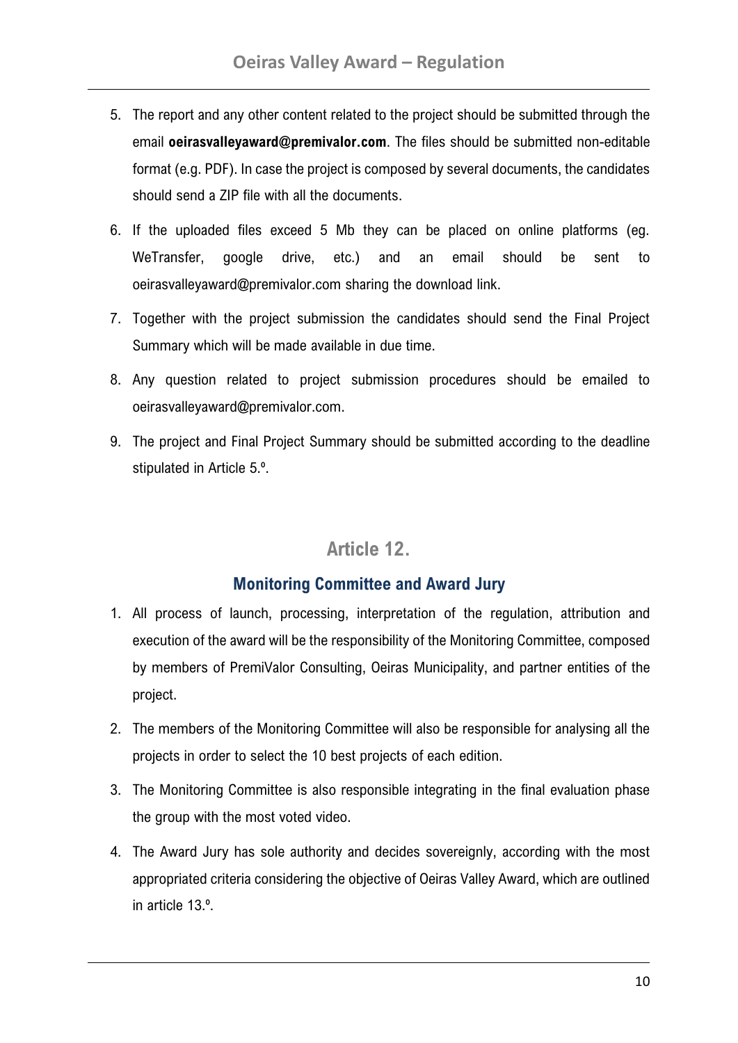5. The report and any other content related to the project should be submitted through the email **oeirasvalleyaward@premivalor.com**. The files should be submitted non-editable format (e.g. PDF). In case the project is composed by several documents, the candidates should send a ZIP file with all the documents.

6. If the uploaded files exceed 5 Mb they can be placed on online platforms (eg. WeTransfer, google drive, etc.) and an email should be sent to oeirasvalleyaward@premivalor.com sharing the download link.

7. Together with the project submission the candidates should send the Final Project Summary which will be made available in due time.

8. Any question related to project submission procedures should be emailed to oeirasvalleyaward@premivalor.com.

9. The project and Final Project Summary should be submitted according to the deadline stipulated in Article 5.º.

## Article 12.

### Monitoring Committee and Award Jury

1. All process of launch, processing, interpretation of the regulation, attribution and execution of the award will be the responsibility of the Monitoring Committee, composed by members of PremiValor Consulting, Oeiras Municipality, and partner entities of the project.

2. The members of the Monitoring Committee will also be responsible for analysing all the projects in order to select the 10 best projects of each edition.

3. The Monitoring Committee is also responsible integrating in the final evaluation phase the group with the most voted video.

4. The Award Jury has sole authority and decides sovereignly, according with the most appropriated criteria considering the objective of Oeiras Valley Award, which are outlined in article 13.º.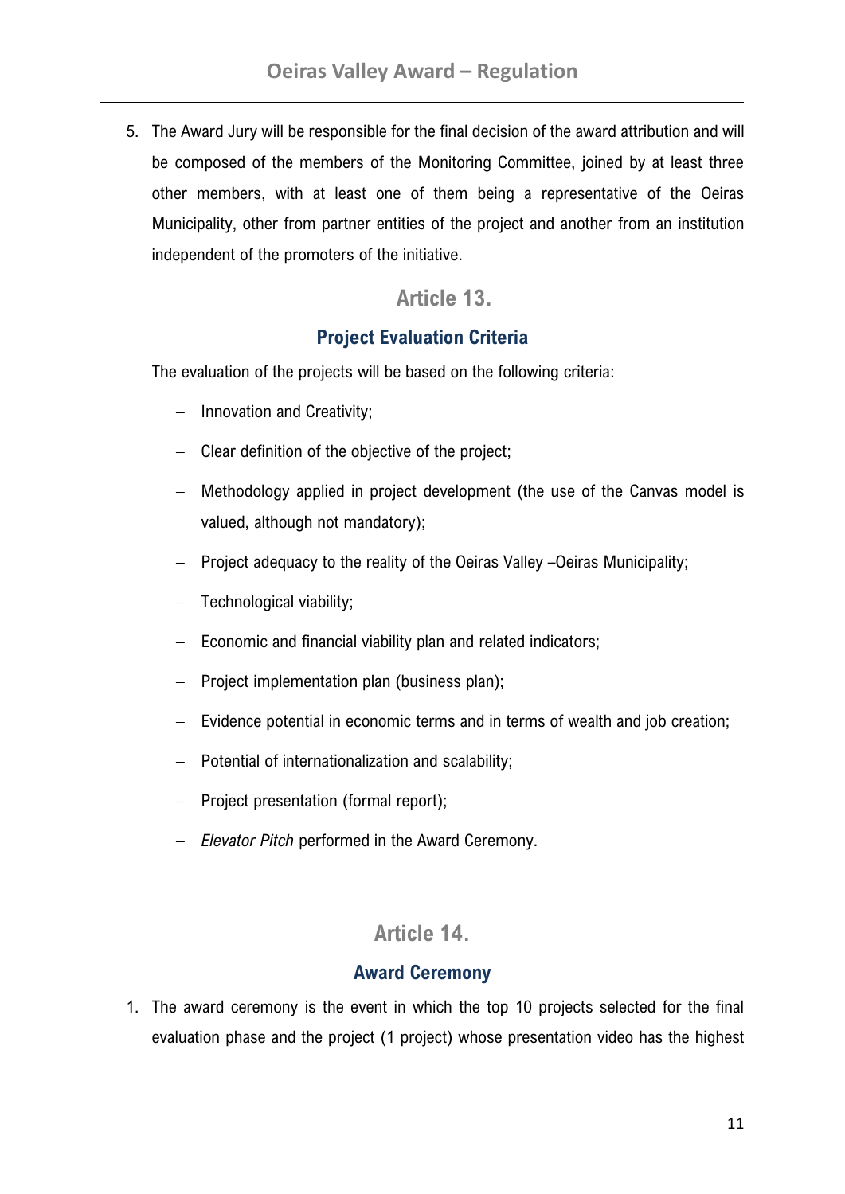5. The Award Jury will be responsible for the final decision of the award attribution and will be composed of the members of the Monitoring Committee, joined by at least three other members, with at least one of them being a representative of the Oeiras Municipality, other from partner entities of the project and another from an institution independent of the promoters of the initiative.

## Article 13.

### Project Evaluation Criteria

The evaluation of the projects will be based on the following criteria:

- Innovation and Creativity;
- Clear definition of the objective of the project;
- Methodology applied in project development (the use of the Canvas model is valued, although not mandatory);
- Project adequacy to the reality of the Oeiras Valley –Oeiras Municipality;
- Technological viability;
- Economic and financial viability plan and related indicators;
- Project implementation plan (business plan);
- Evidence potential in economic terms and in terms of wealth and job creation;
- Potential of internationalization and scalability;
- Project presentation (formal report);
- *Elevator Pitch* performed in the Award Ceremony.

## Article 14.

### Award Ceremony

1. The award ceremony is the event in which the top 10 projects selected for the final evaluation phase and the project (1 project) whose presentation video has the highest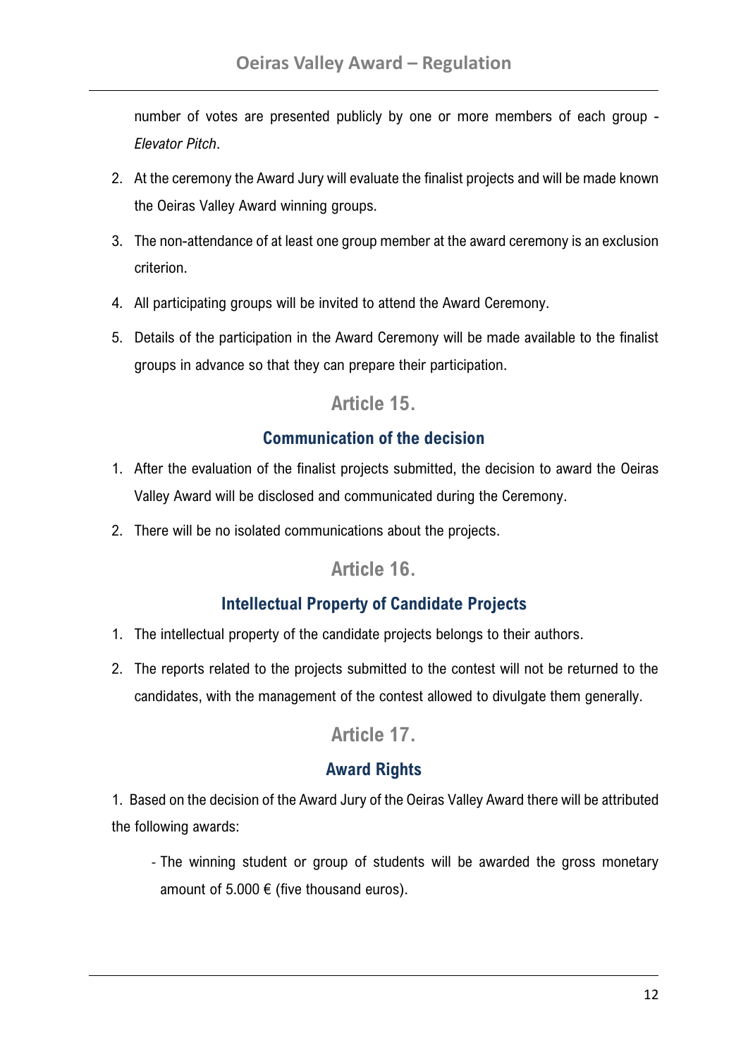number of votes are presented publicly by one or more members of each group - *Elevator Pitch*.

2. At the ceremony the Award Jury will evaluate the finalist projects and will be made known the Oeiras Valley Award winning groups.
3. The non-attendance of at least one group member at the award ceremony is an exclusion criterion.
4. All participating groups will be invited to attend the Award Ceremony.
5. Details of the participation in the Award Ceremony will be made available to the finalist groups in advance so that they can prepare their participation.

## Article 15.

### Communication of the decision

1. After the evaluation of the finalist projects submitted, the decision to award the Oeiras Valley Award will be disclosed and communicated during the Ceremony.
2. There will be no isolated communications about the projects.

## Article 16.

### Intellectual Property of Candidate Projects

1. The intellectual property of the candidate projects belongs to their authors.
2. The reports related to the projects submitted to the contest will not be returned to the candidates, with the management of the contest allowed to divulgate them generally.

## Article 17.

### Award Rights

1. Based on the decision of the Award Jury of the Oeiras Valley Award there will be attributed the following awards:

   - The winning student or group of students will be awarded the gross monetary amount of 5.000 € (five thousand euros).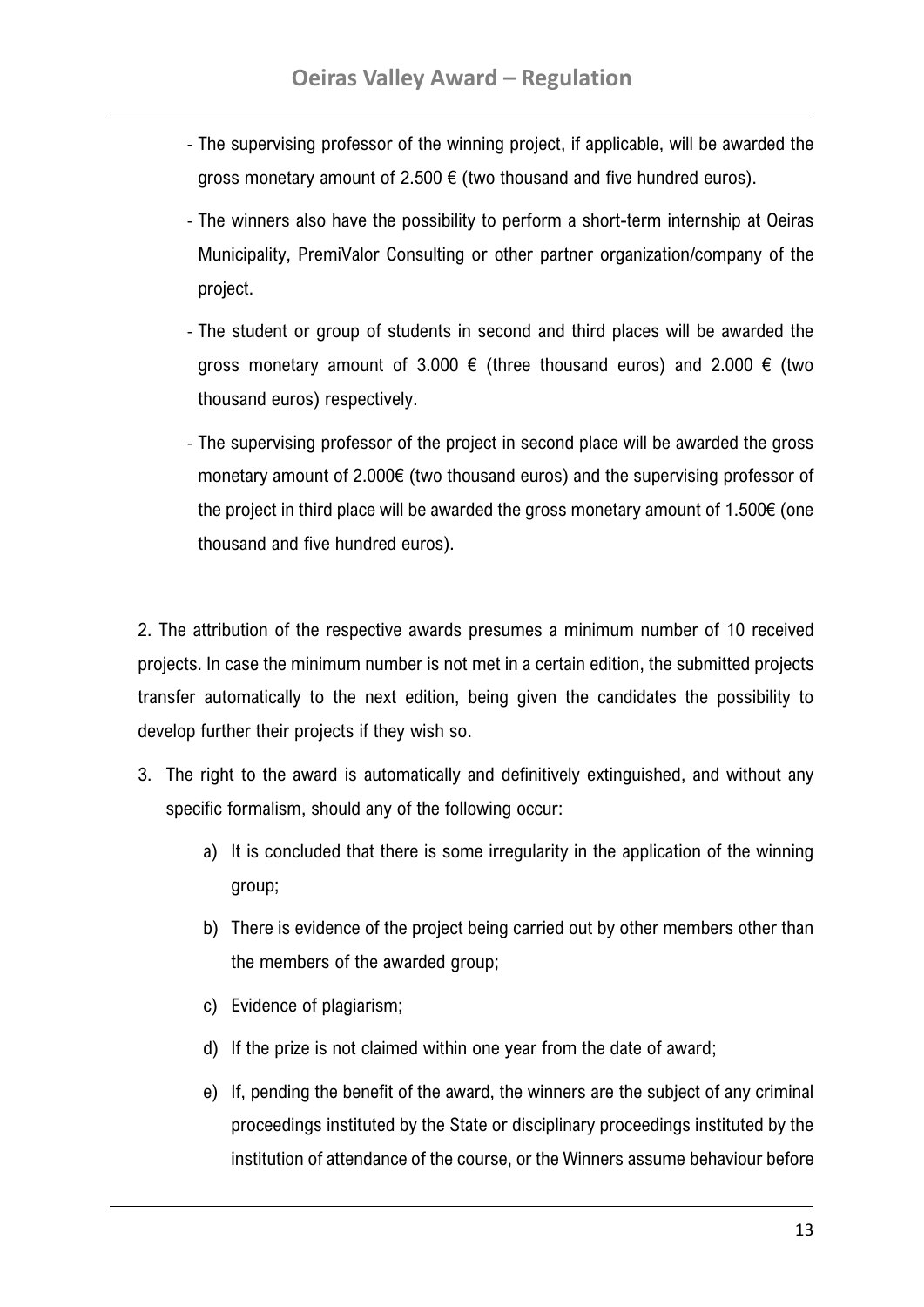- The supervising professor of the winning project, if applicable, will be awarded the gross monetary amount of 2.500 € (two thousand and five hundred euros).
- The winners also have the possibility to perform a short-term internship at Oeiras Municipality, PremiValor Consulting or other partner organization/company of the project.
- The student or group of students in second and third places will be awarded the gross monetary amount of 3.000 € (three thousand euros) and 2.000 € (two thousand euros) respectively.
- The supervising professor of the project in second place will be awarded the gross monetary amount of 2.000€ (two thousand euros) and the supervising professor of the project in third place will be awarded the gross monetary amount of 1.500€ (one thousand and five hundred euros).

2. The attribution of the respective awards presumes a minimum number of 10 received projects. In case the minimum number is not met in a certain edition, the submitted projects transfer automatically to the next edition, being given the candidates the possibility to develop further their projects if they wish so.

3. The right to the award is automatically and definitively extinguished, and without any specific formalism, should any of the following occur:
    a) It is concluded that there is some irregularity in the application of the winning group;
    b) There is evidence of the project being carried out by other members other than the members of the awarded group;
    c) Evidence of plagiarism;
    d) If the prize is not claimed within one year from the date of award;
    e) If, pending the benefit of the award, the winners are the subject of any criminal proceedings instituted by the State or disciplinary proceedings instituted by the institution of attendance of the course, or the Winners assume behaviour before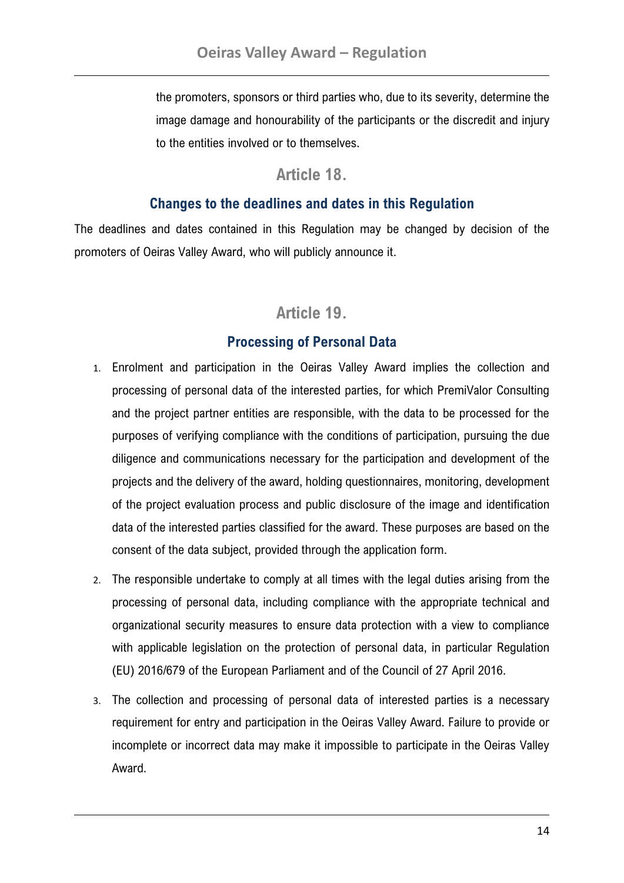the promoters, sponsors or third parties who, due to its severity, determine the image damage and honourability of the participants or the discredit and injury to the entities involved or to themselves.

## Article 18.

### Changes to the deadlines and dates in this Regulation

The deadlines and dates contained in this Regulation may be changed by decision of the promoters of Oeiras Valley Award, who will publicly announce it.

## Article 19.

### Processing of Personal Data

1. Enrolment and participation in the Oeiras Valley Award implies the collection and processing of personal data of the interested parties, for which PremiValor Consulting and the project partner entities are responsible, with the data to be processed for the purposes of verifying compliance with the conditions of participation, pursuing the due diligence and communications necessary for the participation and development of the projects and the delivery of the award, holding questionnaires, monitoring, development of the project evaluation process and public disclosure of the image and identification data of the interested parties classified for the award. These purposes are based on the consent of the data subject, provided through the application form.
2. The responsible undertake to comply at all times with the legal duties arising from the processing of personal data, including compliance with the appropriate technical and organizational security measures to ensure data protection with a view to compliance with applicable legislation on the protection of personal data, in particular Regulation (EU) 2016/679 of the European Parliament and of the Council of 27 April 2016.
3. The collection and processing of personal data of interested parties is a necessary requirement for entry and participation in the Oeiras Valley Award. Failure to provide or incomplete or incorrect data may make it impossible to participate in the Oeiras Valley Award.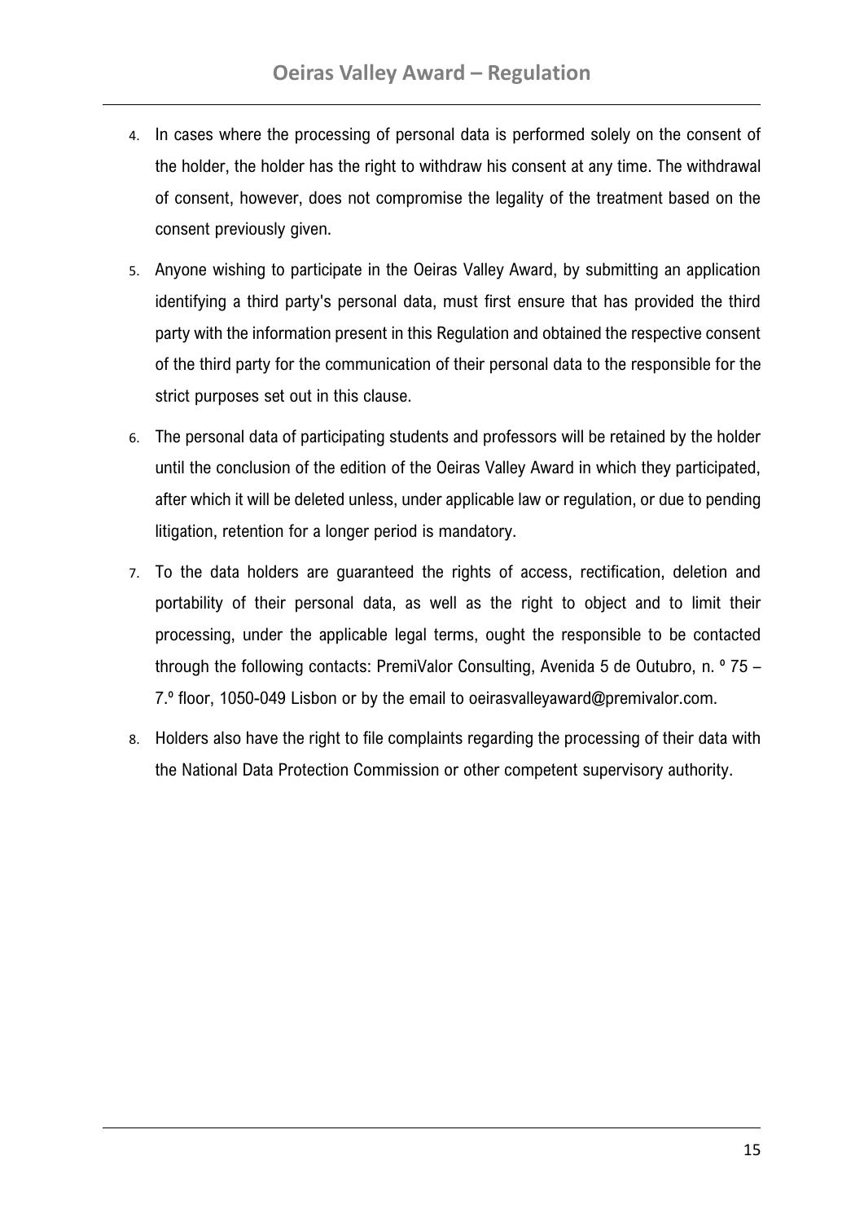4. In cases where the processing of personal data is performed solely on the consent of the holder, the holder has the right to withdraw his consent at any time. The withdrawal of consent, however, does not compromise the legality of the treatment based on the consent previously given.
5. Anyone wishing to participate in the Oeiras Valley Award, by submitting an application identifying a third party's personal data, must first ensure that has provided the third party with the information present in this Regulation and obtained the respective consent of the third party for the communication of their personal data to the responsible for the strict purposes set out in this clause.
6. The personal data of participating students and professors will be retained by the holder until the conclusion of the edition of the Oeiras Valley Award in which they participated, after which it will be deleted unless, under applicable law or regulation, or due to pending litigation, retention for a longer period is mandatory.
7. To the data holders are guaranteed the rights of access, rectification, deletion and portability of their personal data, as well as the right to object and to limit their processing, under the applicable legal terms, ought the responsible to be contacted through the following contacts: PremiValor Consulting, Avenida 5 de Outubro, n. º 75 – 7.º floor, 1050-049 Lisbon or by the email to oeirasvalleyaward@premivalor.com.
8. Holders also have the right to file complaints regarding the processing of their data with the National Data Protection Commission or other competent supervisory authority.